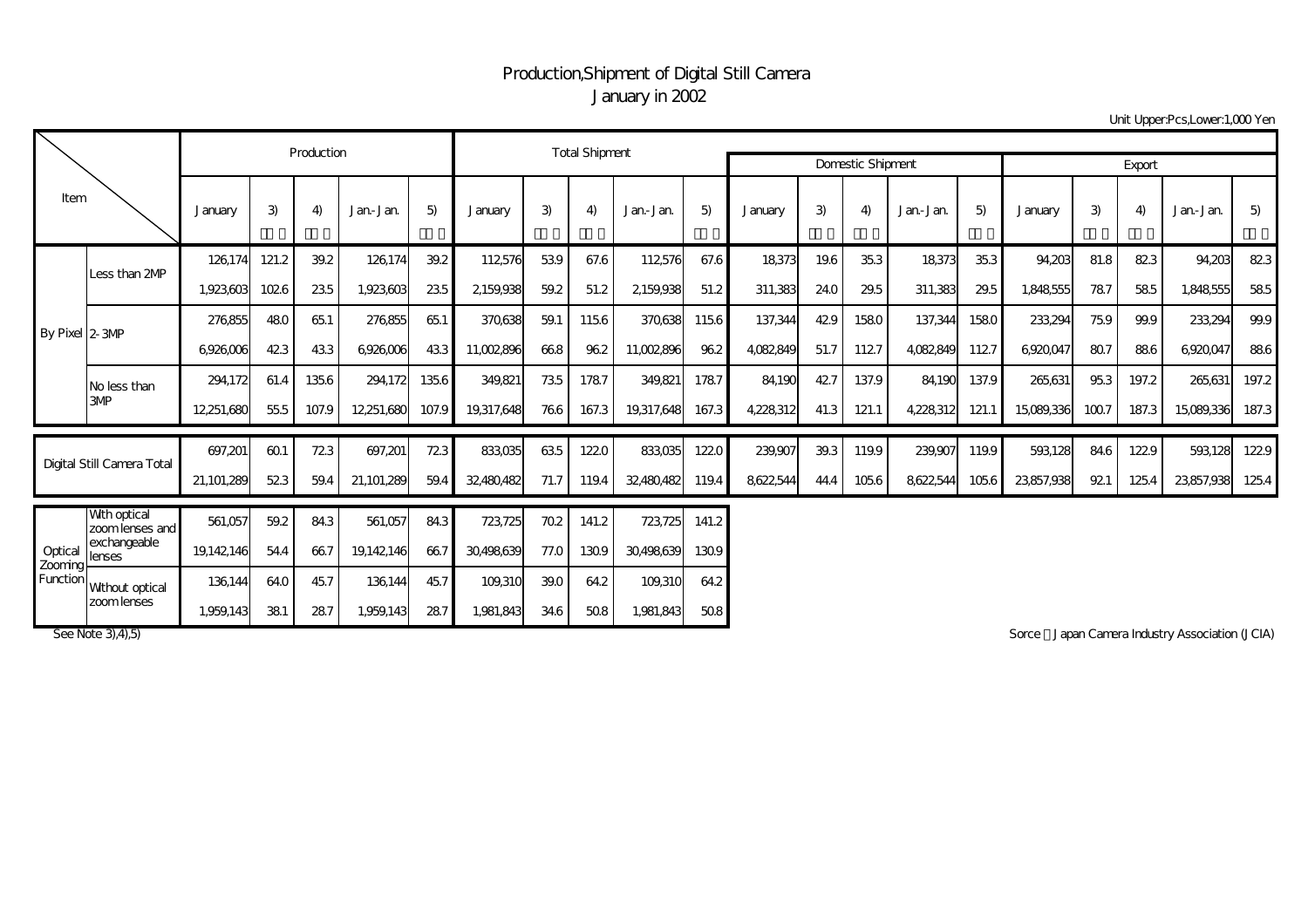# Production,Shipment of Digital Still Camera
## January in 2002

Unit Upper:Pcs,Lower:1,000 Yen

| Item | | Production | | | | | Total Shipment | | | | | Domestic Shipment | | | | | Export | | | | |
|---|---|---|---|---|---|---|---|---|---|---|---|---|---|---|---|---|---|---|---|---|---|
| | | January | 3) | 4) | Jan.-Jan. | 5) | January | 3) | 4) | Jan.-Jan. | 5) | January | 3) | 4) | Jan.-Jan. | 5) | January | 3) | 4) | Jan.-Jan. | 5) |
| By Pixel | Less than 2MP | 126,174 | 121.2 | 39.2 | 126,174 | 39.2 | 112,576 | 53.9 | 67.6 | 112,576 | 67.6 | 18,373 | 19.6 | 35.3 | 18,373 | 35.3 | 94,203 | 81.8 | 82.3 | 94,203 | 82.3 |
| | | 1,923,603 | 102.6 | 23.5 | 1,923,603 | 23.5 | 2,159,938 | 59.2 | 51.2 | 2,159,938 | 51.2 | 311,383 | 24.0 | 29.5 | 311,383 | 29.5 | 1,848,555 | 78.7 | 58.5 | 1,848,555 | 58.5 |
| | 2-3MP | 276,855 | 48.0 | 65.1 | 276,855 | 65.1 | 370,638 | 59.1 | 115.6 | 370,638 | 115.6 | 137,344 | 42.9 | 158.0 | 137,344 | 158.0 | 233,294 | 75.9 | 99.9 | 233,294 | 99.9 |
| | | 6,926,006 | 42.3 | 43.3 | 6,926,006 | 43.3 | 11,002,896 | 66.8 | 96.2 | 11,002,896 | 96.2 | 4,082,849 | 51.7 | 112.7 | 4,082,849 | 112.7 | 6,920,047 | 80.7 | 88.6 | 6,920,047 | 88.6 |
| | No less than 3MP | 294,172 | 61.4 | 135.6 | 294,172 | 135.6 | 349,821 | 73.5 | 178.7 | 349,821 | 178.7 | 84,190 | 42.7 | 137.9 | 84,190 | 137.9 | 265,631 | 95.3 | 197.2 | 265,631 | 197.2 |
| | | 12,251,680 | 55.5 | 107.9 | 12,251,680 | 107.9 | 19,317,648 | 76.6 | 167.3 | 19,317,648 | 167.3 | 4,228,312 | 41.3 | 121.1 | 4,228,312 | 121.1 | 15,089,336 | 100.7 | 187.3 | 15,089,336 | 187.3 |
| Digital Still Camera Total | | 697,201 | 60.1 | 72.3 | 697,201 | 72.3 | 833,035 | 63.5 | 122.0 | 833,035 | 122.0 | 239,907 | 39.3 | 119.9 | 239,907 | 119.9 | 593,128 | 84.6 | 122.9 | 593,128 | 122.9 |
| | | 21,101,289 | 52.3 | 59.4 | 21,101,289 | 59.4 | 32,480,482 | 71.7 | 119.4 | 32,480,482 | 119.4 | 8,622,544 | 44.4 | 105.6 | 8,622,544 | 105.6 | 23,857,938 | 92.1 | 125.4 | 23,857,938 | 125.4 |
| Optical Zooming Function | With optical zoom lenses and exchangeable lenses | 561,057 | 59.2 | 84.3 | 561,057 | 84.3 | 723,725 | 70.2 | 141.2 | 723,725 | 141.2 | | | | | | | | | | |
| | | 19,142,146 | 54.4 | 66.7 | 19,142,146 | 66.7 | 30,498,639 | 77.0 | 130.9 | 30,498,639 | 130.9 | | | | | | | | | | |
| | Without optical zoom lenses | 136,144 | 64.0 | 45.7 | 136,144 | 45.7 | 109,310 | 39.0 | 64.2 | 109,310 | 64.2 | | | | | | | | | | |
| | | 1,959,143 | 38.1 | 28.7 | 1,959,143 | 28.7 | 1,981,843 | 34.6 | 50.8 | 1,981,843 | 50.8 | | | | | | | | | | |

See Note 3),4),5)

Sorce：Japan Camera Industry Association (JCIA)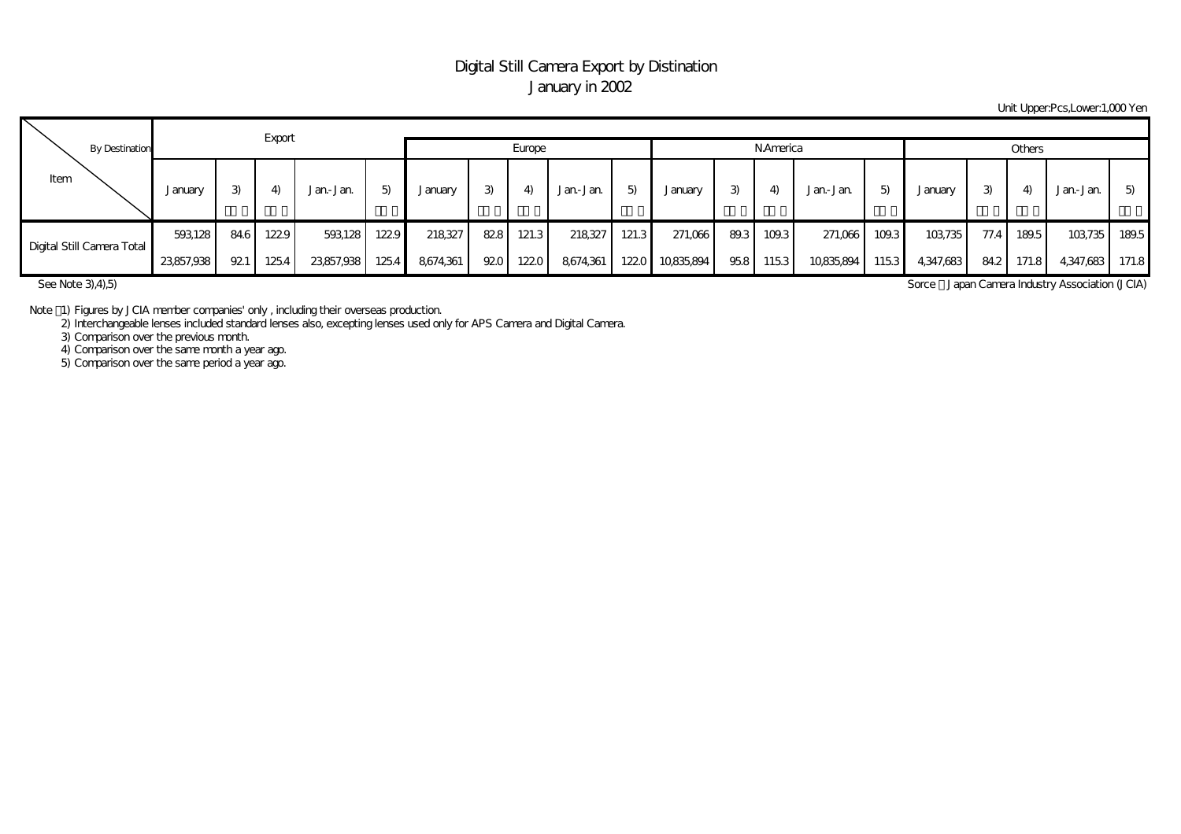# Digital Still Camera Export by Distination
## January in 2002

Unit Upper:Pcs,Lower:1,000 Yen

| By Destination / Item | Export | | | | | Europe | | | | | N.America | | | | | Others | | | | |
|---|---|---|---|---|---|---|---|---|---|---|---|---|---|---|---|---|---|---|---|---|
| | January | 3) | 4) | Jan.-Jan. | 5) | January | 3) | 4) | Jan.-Jan. | 5) | January | 3) | 4) | Jan.-Jan. | 5) | January | 3) | 4) | Jan.-Jan. | 5) |
| Digital Still Camera Total | 593,128 | 84.6 | 122.9 | 593,128 | 122.9 | 218,327 | 82.8 | 121.3 | 218,327 | 121.3 | 271,066 | 89.3 | 109.3 | 271,066 | 109.3 | 103,735 | 77.4 | 189.5 | 103,735 | 189.5 |
| | 23,857,938 | 92.1 | 125.4 | 23,857,938 | 125.4 | 8,674,361 | 92.0 | 122.0 | 8,674,361 | 122.0 | 10,835,894 | 95.8 | 115.3 | 10,835,894 | 115.3 | 4,347,683 | 84.2 | 171.8 | 4,347,683 | 171.8 |

See Note 3),4),5)

Sorce : Japan Camera Industry Association (JCIA)

Note : 1) Figures by JCIA member companies' only , including their overseas production.

2) Interchangeable lenses included standard lenses also, excepting lenses used only for APS Camera and Digital Camera.

3) Comparison over the previous month.

4) Comparison over the same month a year ago.

5) Comparison over the same period a year ago.